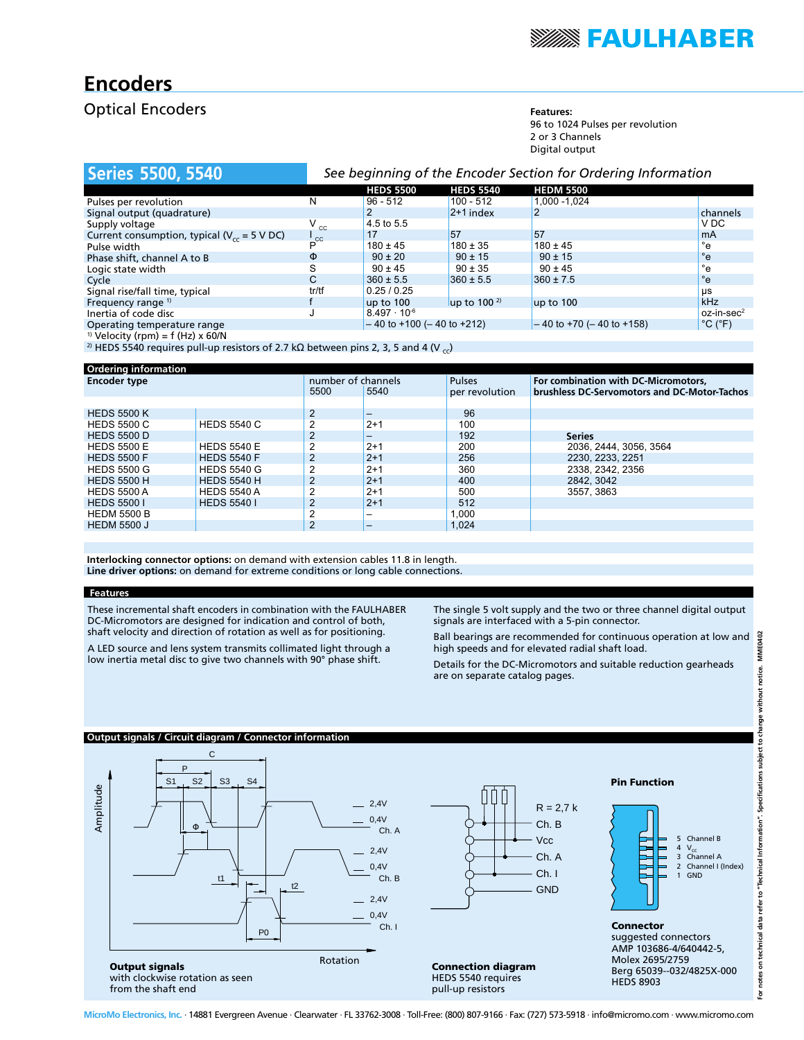# Encoders

## Optical Encoders

**Features:**
96 to 1024 Pulses per revolution
2 or 3 Channels
Digital output

## Series 5500, 5540

*See beginning of the Encoder Section for Ordering Information*

| | | HEDS 5500 | HEDS 5540 | HEDM 5500 | |
|---|---|---|---|---|---|
| Pulses per revolution | N | 96 - 512 | 100 - 512 | 1,000 -1,024 | |
| Signal output (quadrature) | | 2 | 2+1 index | 2 | channels |
| Supply voltage | $V_{CC}$ | 4.5 to 5.5 | | | V DC |
| Current consumption, typical ($V_{CC}$ = 5 V DC) | $I_{CC}$ | 17 | 57 | 57 | mA |
| Pulse width | P | 180 ± 45 | 180 ± 35 | 180 ± 45 | °e |
| Phase shift, channel A to B | Φ | 90 ± 20 | 90 ± 15 | 90 ± 15 | °e |
| Logic state width | S | 90 ± 45 | 90 ± 35 | 90 ± 45 | °e |
| Cycle | C | 360 ± 5.5 | 360 ± 5.5 | 360 ± 7.5 | °e |
| Signal rise/fall time, typical | tr/tf | 0.25 / 0.25 | | | µs |
| Frequency range [1] | f | up to 100 | up to 100 [2] | up to 100 | kHz |
| Inertia of code disc | J | $8.497 \cdot 10^{-6}$ | | | oz-in-sec² |
| Operating temperature range | | – 40 to +100 (– 40 to +212) | | – 40 to +70 (– 40 to +158) | °C (°F) |

[1] Velocity (rpm) = f (Hz) x 60/N
[2] HEDS 5540 requires pull-up resistors of 2.7 kΩ between pins 2, 3, 5 and 4 ($V_{CC}$)

### Ordering information

| Encoder type | | number of channels 5500 | 5540 | Pulses per revolution | For combination with DC-Micromotors, brushless DC-Servomotors and DC-Motor-Tachos |
|---|---|---|---|---|---|
| HEDS 5500 K | | 2 | – | 96 | |
| HEDS 5500 C | HEDS 5540 C | 2 | 2+1 | 100 | |
| HEDS 5500 D | | 2 | – | 192 | **Series** |
| HEDS 5500 E | HEDS 5540 E | 2 | 2+1 | 200 | 2036, 2444, 3056, 3564 |
| HEDS 5500 F | HEDS 5540 F | 2 | 2+1 | 256 | 2230, 2233, 2251 |
| HEDS 5500 G | HEDS 5540 G | 2 | 2+1 | 360 | 2338, 2342, 2356 |
| HEDS 5500 H | HEDS 5540 H | 2 | 2+1 | 400 | 2842, 3042 |
| HEDS 5500 A | HEDS 5540 A | 2 | 2+1 | 500 | 3557, 3863 |
| HEDS 5500 I | HEDS 5540 I | 2 | 2+1 | 512 | |
| HEDM 5500 B | | 2 | – | 1,000 | |
| HEDM 5500 J | | 2 | – | 1,024 | |

**Interlocking connector options:** on demand with extension cables 11.8 in length.
**Line driver options:** on demand for extreme conditions or long cable connections.

### Features

These incremental shaft encoders in combination with the FAULHABER DC-Micromotors are designed for indication and control of both, shaft velocity and direction of rotation as well as for positioning.

A LED source and lens system transmits collimated light through a low inertia metal disc to give two channels with 90° phase shift.

The single 5 volt supply and the two or three channel digital output signals are interfaced with a 5-pin connector.

Ball bearings are recommended for continuous operation at low and high speeds and for elevated radial shaft load.

Details for the DC-Micromotors and suitable reduction gearheads are on separate catalog pages.

### Output signals / Circuit diagram / Connector information

**Output signals**
with clockwise rotation as seen from the shaft end

**Connection diagram**
HEDS 5540 requires pull-up resistors

R = 2,7 k: Ch. B, Vcc, Ch. A, Ch. I, GND

**Pin Function**

- 5 Channel B
- 4 $V_{cc}$
- 3 Channel A
- 2 Channel I (Index)
- 1 GND

**Connector**
suggested connectors
AMP 103686-4/640442-5,
Molex 2695/2759
Berg 65039--032/4825X-000
HEDS 8903

For notes on technical data refer to "Technical Information". Specifications subject to change without notice. MME0402

MicroMo Electronics, Inc. · 14881 Evergreen Avenue · Clearwater · FL 33762-3008 · Toll-Free: (800) 807-9166 · Fax: (727) 573-5918 · info@micromo.com · www.micromo.com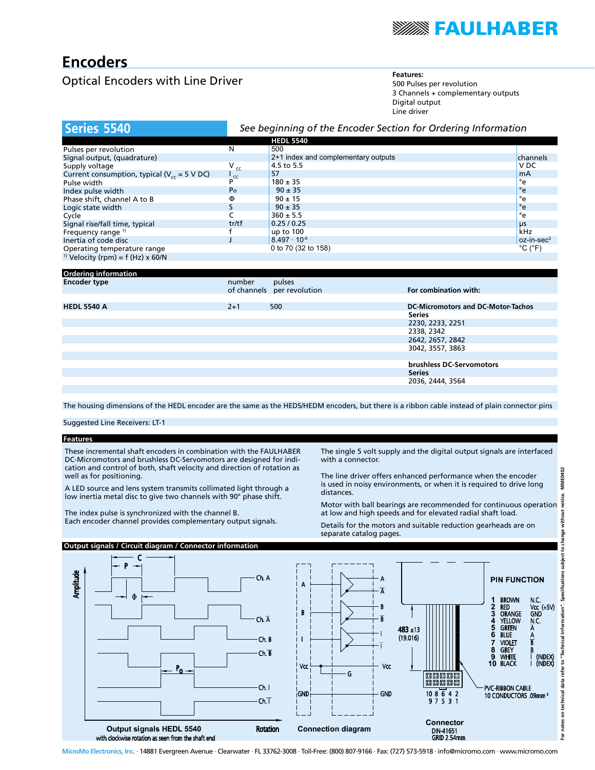# Encoders

## Optical Encoders with Line Driver

**Features:**
500 Pulses per revolution
3 Channels + complementary outputs
Digital output
Line driver

## Series 5540

*See beginning of the Encoder Section for Ordering Information*

| | | HEDL 5540 | |
|---|---|---|---|
| Pulses per revolution | N | 500 | |
| Signal output, (quadrature) | | 2+1 index and complementary outputs | channels |
| Supply voltage | $V_{cc}$ | 4.5 to 5.5 | V DC |
| Current consumption, typical ($V_{cc}$ = 5 V DC) | $I_{cc}$ | 57 | mA |
| Pulse width | P | 180 ± 35 | °e |
| Index pulse width | Po | 90 ± 35 | °e |
| Phase shift, channel A to B | Φ | 90 ± 15 | °e |
| Logic state width | S | 90 ± 35 | °e |
| Cycle | C | 360 ± 5.5 | °e |
| Signal rise/fall time, typical | tr/tf | 0.25 / 0.25 | µs |
| Frequency range [1] | f | up to 100 | kHz |
| Inertia of code disc | J | $8.497 \cdot 10^{-6}$ | oz-in-sec² |
| Operating temperature range | | 0 to 70 (32 to 158) | °C (°F) |

[1] Velocity (rpm) = f (Hz) x 60/N

### Ordering information

| Encoder type | number of channels | pulses per revolution | For combination with: |
|---|---|---|---|
| **HEDL 5540 A** | 2+1 | 500 | **DC-Micromotors and DC-Motor-Tachos** |
| | | | **Series** |
| | | | 2230, 2233, 2251 |
| | | | 2338, 2342 |
| | | | 2642, 2657, 2842 |
| | | | 3042, 3557, 3863 |
| | | | **brushless DC-Servomotors** |
| | | | **Series** |
| | | | 2036, 2444, 3564 |

The housing dimensions of the HEDL encoder are the same as the HEDS/HEDM encoders, but there is a ribbon cable instead of plain connector pins

Suggested Line Receivers: LT-1

### Features

These incremental shaft encoders in combination with the FAULHABER DC-Micromotors and brushless DC-Servomotors are designed for indication and control of both, shaft velocity and direction of rotation as well as for positioning.

A LED source and lens system transmits collimated light through a low inertia metal disc to give two channels with 90° phase shift.

The index pulse is synchronized with the channel B.
Each encoder channel provides complementary output signals.

The single 5 volt supply and the digital output signals are interfaced with a connector.

The line driver offers enhanced performance when the encoder is used in noisy environments, or when it is required to drive long distances.

Motor with ball bearings are recommended for continuous operation at low and high speeds and for elevated radial shaft load.

Details for the motors and suitable reduction gearheads are on separate catalog pages.

### Output signals / Circuit diagram / Connector information

**Output signals HEDL 5540**
with clockwise rotation as seen from the shaft end

**Connection diagram**

**PIN FUNCTION**

| Pin | Color | Function |
|---|---|---|
| 1 | BROWN | N.C. |
| 2 | RED | Vcc (+5V) |
| 3 | ORANGE | GND |
| 4 | YELLOW | N.C. |
| 5 | GREEN | $\overline{A}$ |
| 6 | BLUE | A |
| 7 | VIOLET | $\overline{B}$ |
| 8 | GREY | B |
| 9 | WHITE | $\overline{I}$ (INDEX) |
| 10 | BLACK | I (INDEX) |

483 ±13 (19.016)

PVC-RIBBON CABLE 10 CONDUCTORS .09mm²

**Connector**
DIN-41651
GRID 2.54mm

For notes on technical data refer to "Technical Information". Specifications subject to change without notice. MME0402

MicroMo Electronics, Inc. · 14881 Evergreen Avenue · Clearwater · FL 33762-3008 · Toll-Free: (800) 807-9166 · Fax: (727) 573-5918 · info@micromo.com · www.micromo.com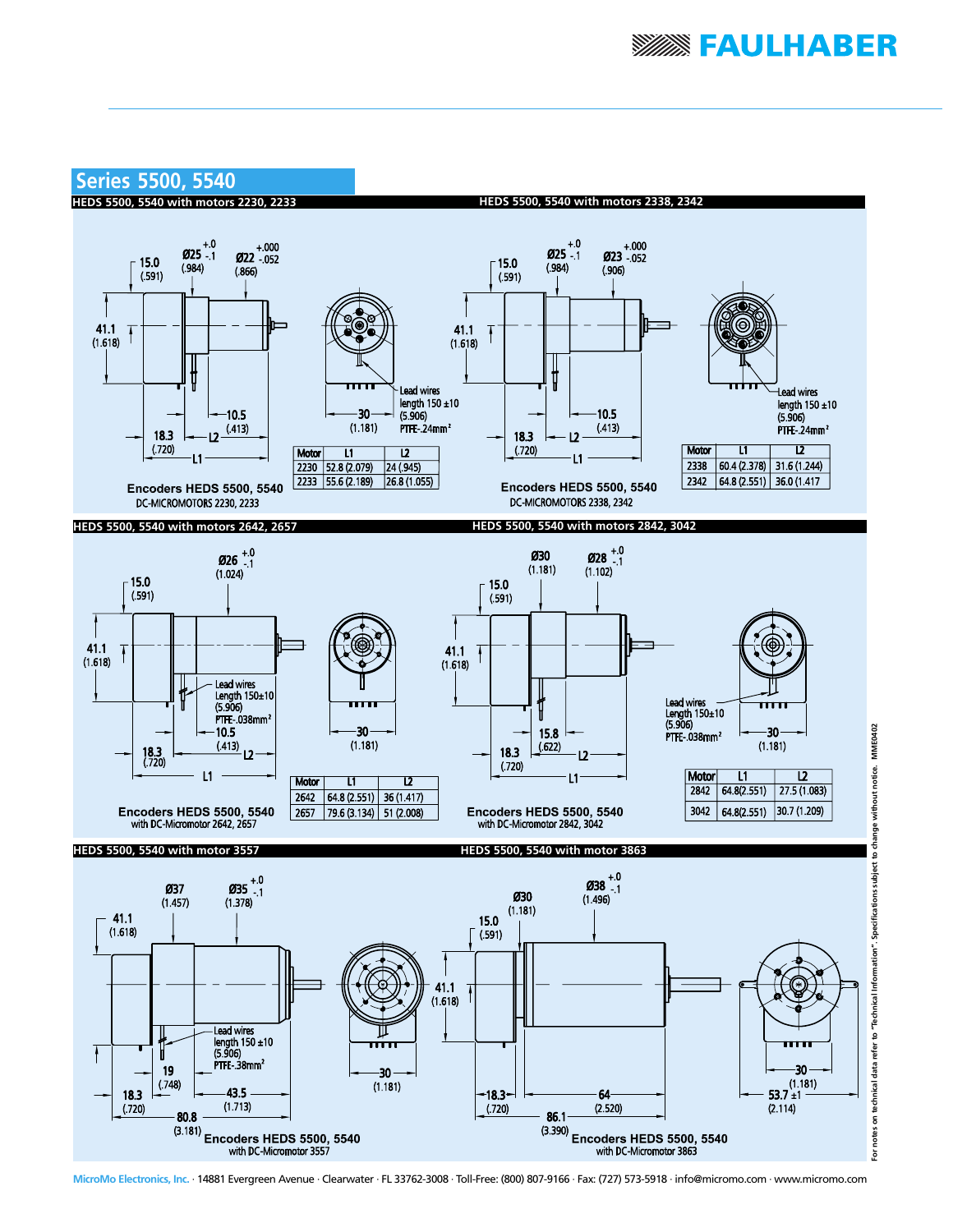## Series 5500, 5540

### HEDS 5500, 5540 with motors 2230, 2233

Ø25 +.0/-.1 (.984) — Ø22 +.000/-.052 (.866) — 15.0 (.591) — 41.1 (1.618) — 10.5 (.413) — 18.3 (.720) — L2 — L1 — 30 (1.181)

Lead wires length 150 ±10 (5.906) PTFE-.24mm²

| Motor | L1 | L2 |
|---|---|---|
| 2230 | 52.8 (2.079) | 24 (.945) |
| 2233 | 55.6 (2.189) | 26.8 (1.055) |

**Encoders HEDS 5500, 5540**
DC-MICROMOTORS 2230, 2233

### HEDS 5500, 5540 with motors 2338, 2342

Ø25 +.0/-.1 (.984) — Ø23 +.000/-.052 (.906) — 15.0 (.591) — 41.1 (1.618) — 10.5 (.413) — 18.3 (.720) — L2 — L1

Lead wires length 150 ±10 (5.906) PTFE-.24mm²

| Motor | L1 | L2 |
|---|---|---|
| 2338 | 60.4 (2.378) | 31.6 (1.244) |
| 2342 | 64.8 (2.551) | 36.0 (1.417 |

**Encoders HEDS 5500, 5540**
DC-MICROMOTORS 2338, 2342

### HEDS 5500, 5540 with motors 2642, 2657

Ø26 +.0/-.1 (1.024) — 15.0 (.591) — 41.1 (1.618) — 10.5 (.413) — 18.3 (.720) — L2 — L1 — 30 (1.181)

Lead wires Length 150±10 (5.906) PTFE-.038mm²

| Motor | L1 | L2 |
|---|---|---|
| 2642 | 64.8 (2.551) | 36 (1.417) |
| 2657 | 79.6 (3.134) | 51 (2.008) |

**Encoders HEDS 5500, 5540**
with DC-Micromotor 2642, 2657

### HEDS 5500, 5540 with motors 2842, 3042

Ø30 (1.181) — Ø28 +.0/-.1 (1.102) — 15.0 (.591) — 41.1 (1.618) — 15.8 (.622) — 18.3 (.720) — L2 — L1 — 30 (1.181)

Lead wires Length 150±10 (5.906) PTFE-.038mm²

| Motor | L1 | L2 |
|---|---|---|
| 2842 | 64.8(2.551) | 27.5 (1.083) |
| 3042 | 64.8(2.551) | 30.7 (1.209) |

**Encoders HEDS 5500, 5540**
with DC-Micromotor 2842, 3042

### HEDS 5500, 5540 with motor 3557

Ø37 (1.457) — Ø35 +.0/-.1 (1.378) — 41.1 (1.618) — 19 (.748) — 18.3 (.720) — 43.5 (1.713) — 80.8 (3.181) — 30 (1.181)

Lead wires length 150 ±10 (5.906) PTFE-.38mm²

**Encoders HEDS 5500, 5540**
with DC-Micromotor 3557

### HEDS 5500, 5540 with motor 3863

Ø30 (1.181) — Ø38 +.0/-.1 (1.496) — 15.0 (.591) — 41.1 (1.618) — 18.3 (.720) — 64 (2.520) — 86.1 (3.390) — 30 (1.181) — 53.7 ±1 (2.114)

**Encoders HEDS 5500, 5540**
with DC-Micromotor 3863

For notes on technical data refer to "Technical Information". Specifications subject to change without notice. MME0402

MicroMo Electronics, Inc. · 14881 Evergreen Avenue · Clearwater · FL 33762-3008 · Toll-Free: (800) 807-9166 · Fax: (727) 573-5918 · info@micromo.com · www.micromo.com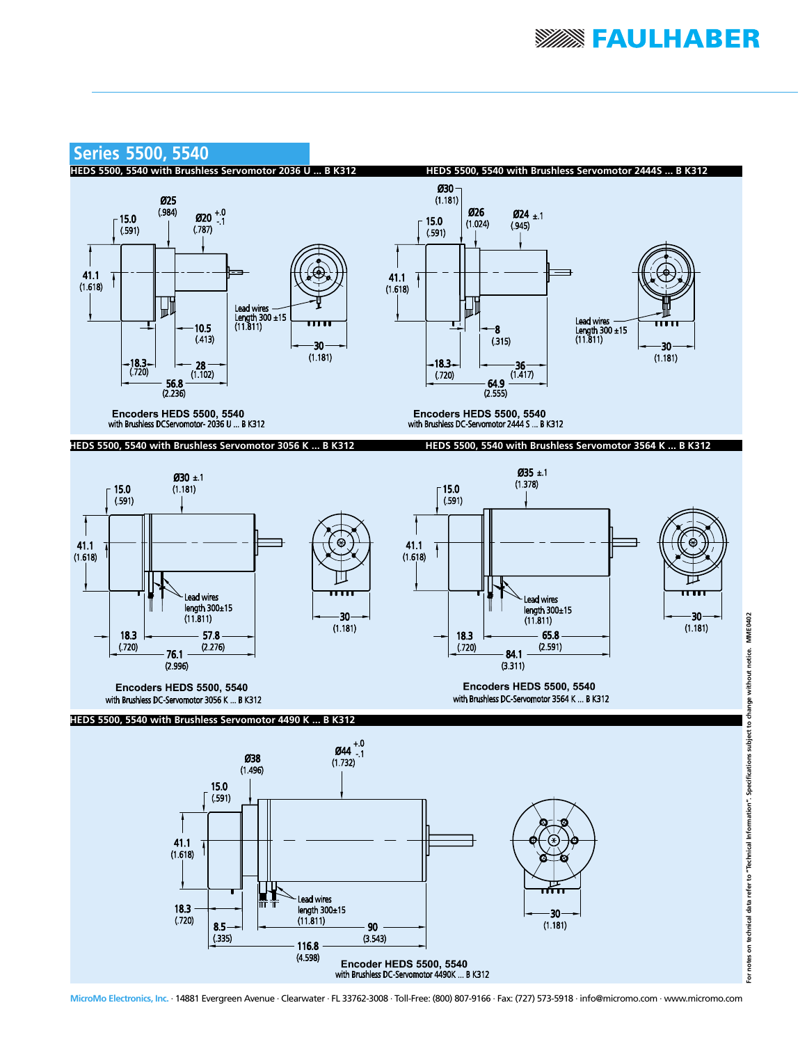## Series 5500, 5540

### HEDS 5500, 5540 with Brushless Servomotor 2036 U ... B K312

Ø25
(.984)
Ø20 +.0 -.1
(.787)
15.0
(.591)
41.1
(1.618)
Lead wires
Length 300 ±15
(11.811)
10.5
(.413)
18.3
(.720)
28
(1.102)
56.8
(2.236)
30
(1.181)

**Encoders HEDS 5500, 5540**
with Brushless DCServomotor- 2036 U ... B K312

### HEDS 5500, 5540 with Brushless Servomotor 2444S ... B K312

Ø30
(1.181)
Ø26
(1.024)
Ø24 ±.1
(.945)
15.0
(.591)
41.1
(1.618)
8
(.315)
Lead wires
Length 300 ±15
(11.811)
18.3
(.720)
36
(1.417)
64.9
(2.555)
30
(1.181)

**Encoders HEDS 5500, 5540**
with Brushless DC-Servomotor 2444 S ... B K312

### HEDS 5500, 5540 with Brushless Servomotor 3056 K ... B K312

Ø30 ±.1
(1.181)
15.0
(.591)
41.1
(1.618)
Lead wires
length 300±15
(11.811)
18.3
(.720)
57.8
(2.276)
76.1
(2.996)
30
(1.181)

**Encoders HEDS 5500, 5540**
with Brushless DC-Servomotor 3056 K ... B K312

### HEDS 5500, 5540 with Brushless Servomotor 3564 K ... B K312

Ø35 ±.1
(1.378)
15.0
(.591)
41.1
(1.618)
Lead wires
length 300±15
(11.811)
18.3
(.720)
65.8
(2.591)
84.1
(3.311)
30
(1.181)

**Encoders HEDS 5500, 5540**
with Brushless DC-Servomotor 3564 K ... B K312

### HEDS 5500, 5540 with Brushless Servomotor 4490 K ... B K312

Ø38
(1.496)
Ø44 +.0 -.1
(1.732)
15.0
(.591)
41.1
(1.618)
18.3
(.720)
8.5
(.335)
Lead wires
length 300±15
(11.811)
90
(3.543)
116.8
(4.598)
30
(1.181)

**Encoder HEDS 5500, 5540**
with Brushless DC-Servomotor 4490K ... B K312

For notes on technical data refer to "Technical Information". Specifications subject to change without notice. MME0402

MicroMo Electronics, Inc. · 14881 Evergreen Avenue · Clearwater · FL 33762-3008 · Toll-Free: (800) 807-9166 · Fax: (727) 573-5918 · info@micromo.com · www.micromo.com